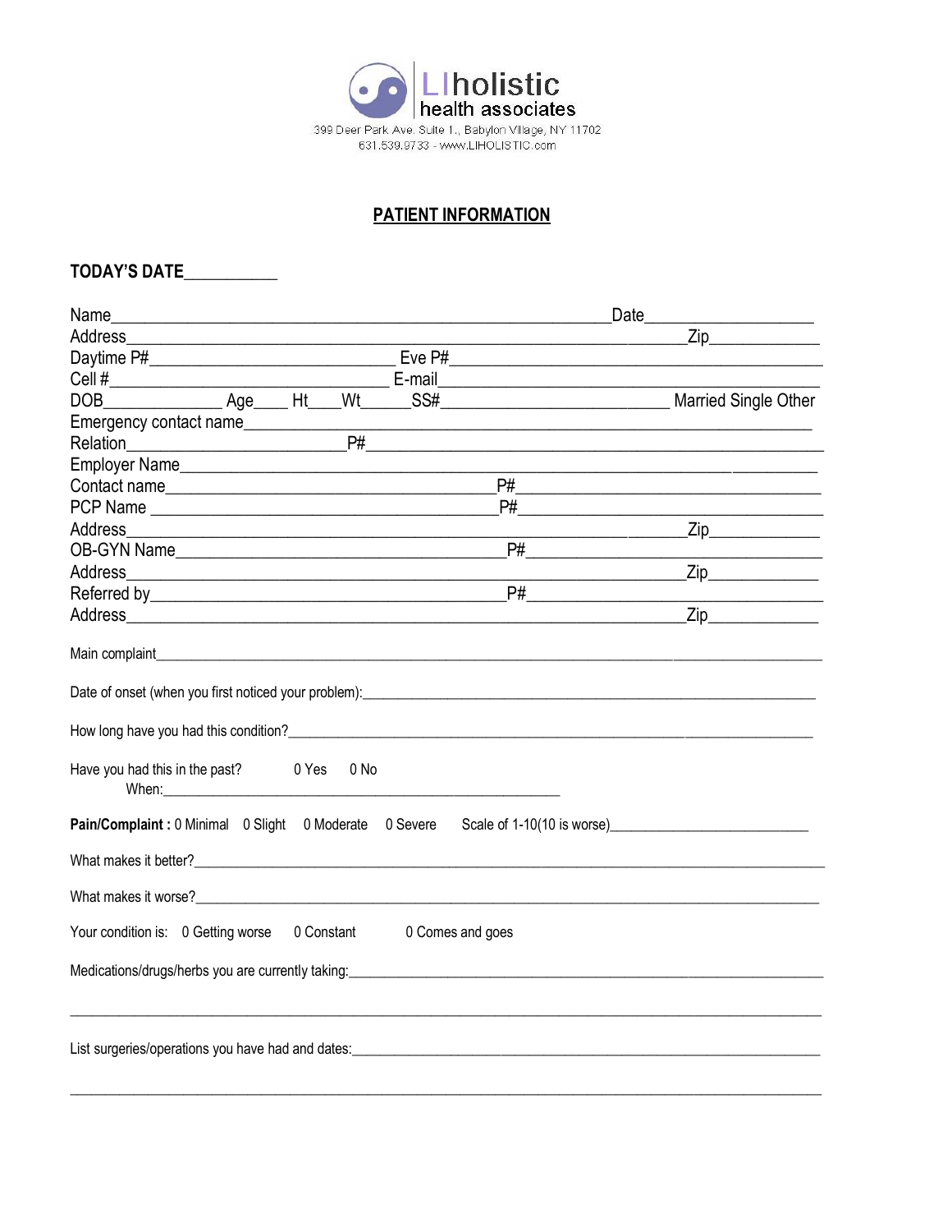LIholistic
health associates
399 Deer Park Ave. Suite 1., Babylon Village, NY 11702
631.539.9733 - www.LIHOLISTIC.com

## PATIENT INFORMATION

**TODAY'S DATE**___________

Name_____________________________________________ Date____________________
Address_____________________________________________ Zip_____________
Daytime P#__________________________ Eve P#___________________________________
Cell #_______________________________ E-mail___________________________________
DOB_____________ Age____ Ht___ Wt_____ SS#________________________ Married Single Other
Emergency contact name_________________________________________________________
Relation_______________________ P#_____________________________________________
Employer Name_________________________________________________________________
Contact name__________________________________ P#___________________________
PCP Name ____________________________________ P#___________________________
Address_____________________________________________ Zip_____________
OB-GYN Name__________________________________ P#___________________________
Address_____________________________________________ Zip_____________
Referred by___________________________________ P#___________________________
Address_____________________________________________ Zip_____________

Main complaint_________________________________________________________________

Date of onset (when you first noticed your problem):_____________________________________

How long have you had this condition?_________________________________________________

Have you had this in the past? 0 Yes 0 No
When:_____________________________________________

**Pain/Complaint :** 0 Minimal 0 Slight 0 Moderate 0 Severe Scale of 1-10(10 is worse)_________________________

What makes it better?___________________________________________________________

What makes it worse?___________________________________________________________

Your condition is: 0 Getting worse 0 Constant 0 Comes and goes

Medications/drugs/herbs you are currently taking:______________________________________

_____________________________________________________________________________

List surgeries/operations you have had and dates:______________________________________

_____________________________________________________________________________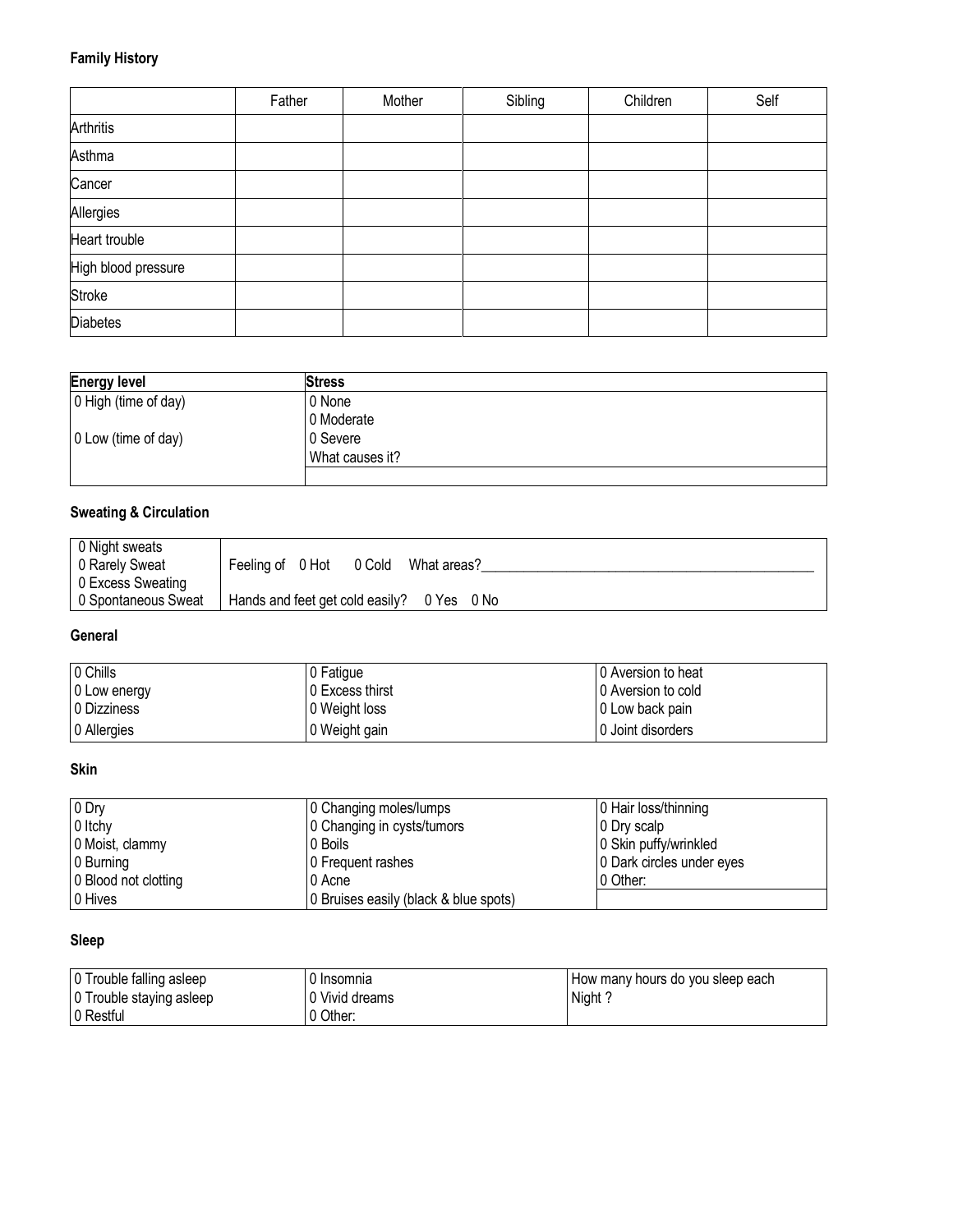**Family History**

| | Father | Mother | Sibling | Children | Self |
|---|---|---|---|---|---|
| Arthritis | | | | | |
| Asthma | | | | | |
| Cancer | | | | | |
| Allergies | | | | | |
| Heart trouble | | | | | |
| High blood pressure | | | | | |
| Stroke | | | | | |
| Diabetes | | | | | |

| Energy level | Stress |
|---|---|
| 0 High (time of day)<br><br>0 Low (time of day) | 0 None<br>0 Moderate<br>0 Severe<br>What causes it? |
| | |

**Sweating & Circulation**

| | |
|---|---|
| 0 Night sweats<br>0 Rarely Sweat<br>0 Excess Sweating<br>0 Spontaneous Sweat | Feeling of 0 Hot 0 Cold What areas?______________________________________________<br><br>Hands and feet get cold easily? 0 Yes 0 No |

**General**

| | | |
|---|---|---|
| 0 Chills | 0 Fatigue | 0 Aversion to heat |
| 0 Low energy | 0 Excess thirst | 0 Aversion to cold |
| 0 Dizziness | 0 Weight loss | 0 Low back pain |
| 0 Allergies | 0 Weight gain | 0 Joint disorders |

**Skin**

| | | |
|---|---|---|
| 0 Dry | 0 Changing moles/lumps | 0 Hair loss/thinning |
| 0 Itchy | 0 Changing in cysts/tumors | 0 Dry scalp |
| 0 Moist, clammy | 0 Boils | 0 Skin puffy/wrinkled |
| 0 Burning | 0 Frequent rashes | 0 Dark circles under eyes |
| 0 Blood not clotting | 0 Acne | 0 Other: |
| 0 Hives | 0 Bruises easily (black & blue spots) | |

**Sleep**

| | | |
|---|---|---|
| 0 Trouble falling asleep<br>0 Trouble staying asleep<br>0 Restful | 0 Insomnia<br>0 Vivid dreams<br>0 Other: | How many hours do you sleep each Night ? |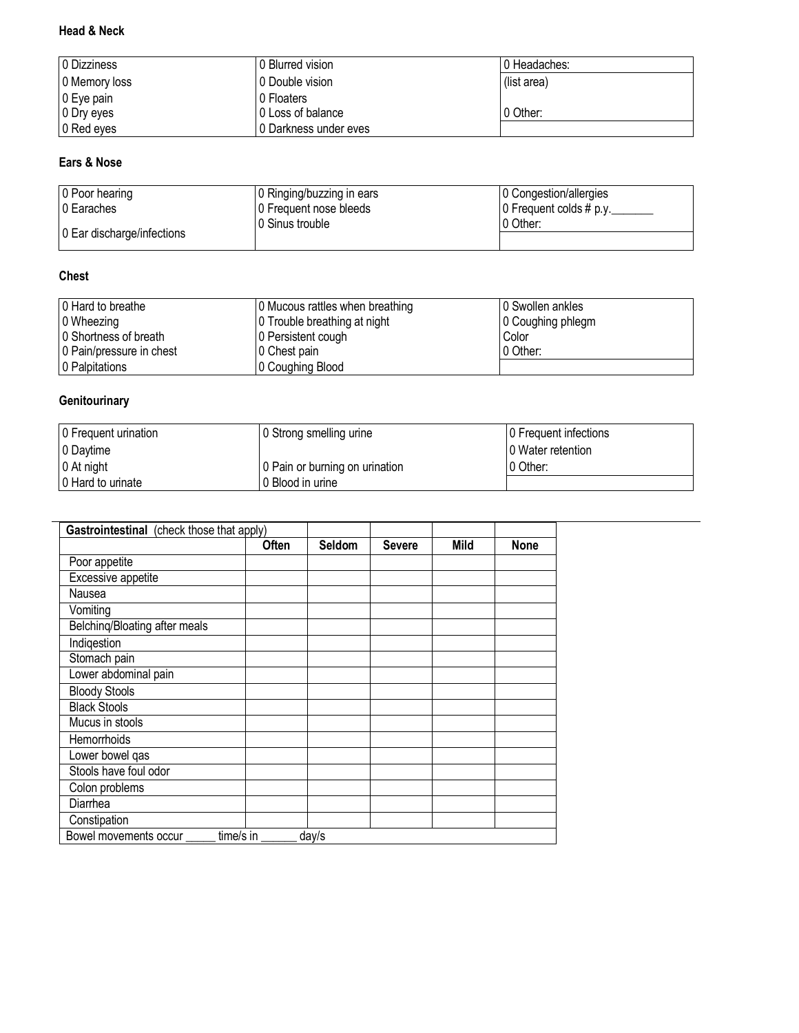**Head & Neck**

| | | |
|---|---|---|
| 0 Dizziness | 0 Blurred vision | 0 Headaches: |
| 0 Memory loss | 0 Double vision | (list area) |
| 0 Eye pain | 0 Floaters | |
| 0 Dry eyes | 0 Loss of balance | 0 Other: |
| 0 Red eyes | 0 Darkness under eves | |

**Ears & Nose**

| | | |
|---|---|---|
| 0 Poor hearing | 0 Ringing/buzzing in ears | 0 Congestion/allergies |
| 0 Earaches | 0 Frequent nose bleeds | 0 Frequent colds # p.y.______ |
| 0 Ear discharge/infections | 0 Sinus trouble | 0 Other: |

**Chest**

| | | |
|---|---|---|
| 0 Hard to breathe | 0 Mucous rattles when breathing | 0 Swollen ankles |
| 0 Wheezing | 0 Trouble breathing at night | 0 Coughing phlegm |
| 0 Shortness of breath | 0 Persistent cough | Color |
| 0 Pain/pressure in chest | 0 Chest pain | 0 Other: |
| 0 Palpitations | 0 Coughing Blood | |

**Genitourinary**

| | | |
|---|---|---|
| 0 Frequent urination | 0 Strong smelling urine | 0 Frequent infections |
| 0 Daytime | | 0 Water retention |
| 0 At night | 0 Pain or burning on urination | 0 Other: |
| 0 Hard to urinate | 0 Blood in urine | |

| **Gastrointestinal** (check those that apply) | | | | | |
|---|---|---|---|---|---|
| | **Often** | **Seldom** | **Severe** | **Mild** | **None** |
| Poor appetite | | | | | |
| Excessive appetite | | | | | |
| Nausea | | | | | |
| Vomiting | | | | | |
| Belchinq/Bloating after meals | | | | | |
| Indiqestion | | | | | |
| Stomach pain | | | | | |
| Lower abdominal pain | | | | | |
| Bloody Stools | | | | | |
| Black Stools | | | | | |
| Mucus in stools | | | | | |
| Hemorrhoids | | | | | |
| Lower bowel qas | | | | | |
| Stools have foul odor | | | | | |
| Colon problems | | | | | |
| Diarrhea | | | | | |
| Constipation | | | | | |
| Bowel movements occur _____ time/s in ______ day/s | | | | | |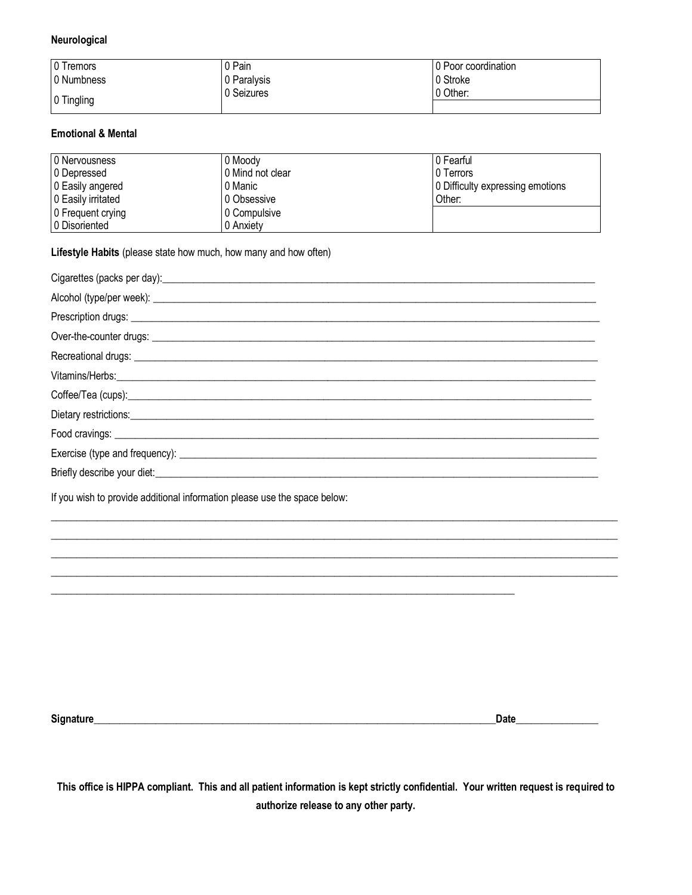**Neurological**

| | | |
|---|---|---|
| 0 Tremors | 0 Pain | 0 Poor coordination |
| 0 Numbness | 0 Paralysis | 0 Stroke |
| 0 Tingling | 0 Seizures | 0 Other: |

**Emotional & Mental**

| | | |
|---|---|---|
| 0 Nervousness | 0 Moody | 0 Fearful |
| 0 Depressed | 0 Mind not clear | 0 Terrors |
| 0 Easily angered | 0 Manic | 0 Difficulty expressing emotions |
| 0 Easily irritated | 0 Obsessive | Other: |
| 0 Frequent crying | 0 Compulsive | |
| 0 Disoriented | 0 Anxiety | |

**Lifestyle Habits** (please state how much, how many and how often)

Cigarettes (packs per day):_______________________________________________

Alcohol (type/per week): _______________________________________________

Prescription drugs: _______________________________________________

Over-the-counter drugs: _______________________________________________

Recreational drugs: _______________________________________________

Vitamins/Herbs:_______________________________________________

Coffee/Tea (cups):_______________________________________________

Dietary restrictions:_______________________________________________

Food cravings: _______________________________________________

Exercise (type and frequency): _______________________________________________

Briefly describe your diet:_______________________________________________

If you wish to provide additional information please use the space below:

_______________________________________________________________________________

_______________________________________________________________________________

_______________________________________________________________________________

_______________________________________________________________________________

_______________________________________________________________________________

**Signature**_______________________________________________**Date**________________

**This office is HIPPA compliant. This and all patient information is kept strictly confidential. Your written request is required to authorize release to any other party.**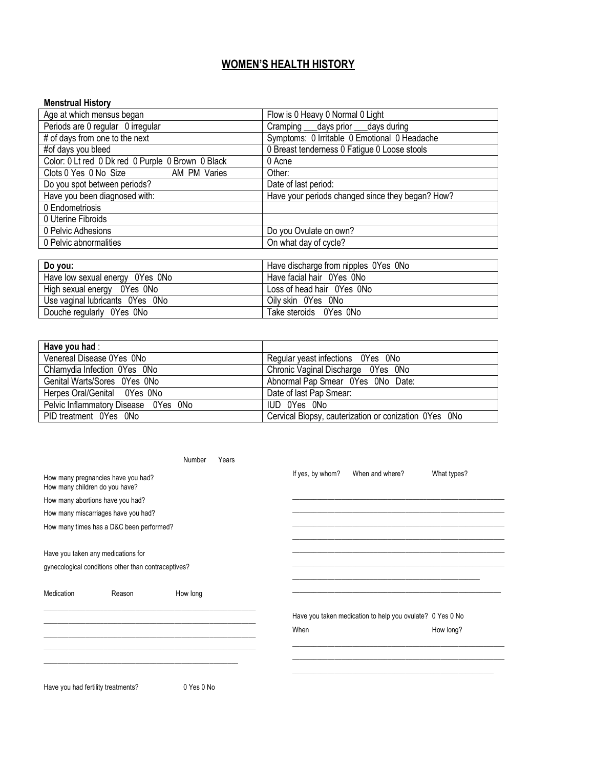# WOMEN'S HEALTH HISTORY

**Menstrual History**

| Age at which mensus began | Flow is 0 Heavy 0 Normal 0 Light |
|---|---|
| Periods are 0 regular 0 irregular | Cramping ___days prior ___days during |
| # of days from one to the next | Symptoms: 0 Irritable 0 Emotional 0 Headache |
| #of days you bleed | 0 Breast tenderness 0 Fatigue 0 Loose stools |
| Color: 0 Lt red 0 Dk red 0 Purple 0 Brown 0 Black | 0 Acne |
| Clots 0 Yes 0 No Size AM PM Varies | Other: |
| Do you spot between periods? | Date of last period: |
| Have you been diagnosed with: | Have your periods changed since they began? How? |
| 0 Endometriosis | |
| 0 Uterine Fibroids | |
| 0 Pelvic Adhesions | Do you Ovulate on own? |
| 0 Pelvic abnormalities | On what day of cycle? |

| **Do you:** | Have discharge from nipples 0Yes 0No |
|---|---|
| Have low sexual energy 0Yes 0No | Have facial hair 0Yes 0No |
| High sexual energy 0Yes 0No | Loss of head hair 0Yes 0No |
| Use vaginal lubricants 0Yes 0No | Oily skin 0Yes 0No |
| Douche regularly 0Yes 0No | Take steroids 0Yes 0No |

| **Have you had**: | |
|---|---|
| Venereal Disease 0Yes 0No | Regular yeast infections 0Yes 0No |
| Chlamydia Infection 0Yes 0No | Chronic Vaginal Discharge 0Yes 0No |
| Genital Warts/Sores 0Yes 0No | Abnormal Pap Smear 0Yes 0No Date: |
| Herpes Oral/Genital 0Yes 0No | Date of last Pap Smear: |
| Pelvic Inflammatory Disease 0Yes 0No | IUD 0Yes 0No |
| PID treatment 0Yes 0No | Cervical Biopsy, cauterization or conization 0Yes 0No |

| | Number | Years |
|---|---|---|
| How many pregnancies have you had? | | |
| How many children do you have? | | |
| How many abortions have you had? | | |
| How many miscarriages have you had? | | |
| How many times has a D&C been performed? | | |

Have you taken any medications for gynecological conditions other than contraceptives?

| Medication | Reason | How long |
|---|---|---|
| | | |
| | | |
| | | |
| | | |

| If yes, by whom? | When and where? | What types? |
|---|---|---|
| | | |
| | | |
| | | |
| | | |

Have you taken medication to help you ovulate? 0 Yes 0 No

| When | How long? |
|---|---|
| | |
| | |

Have you had fertility treatments? 0 Yes 0 No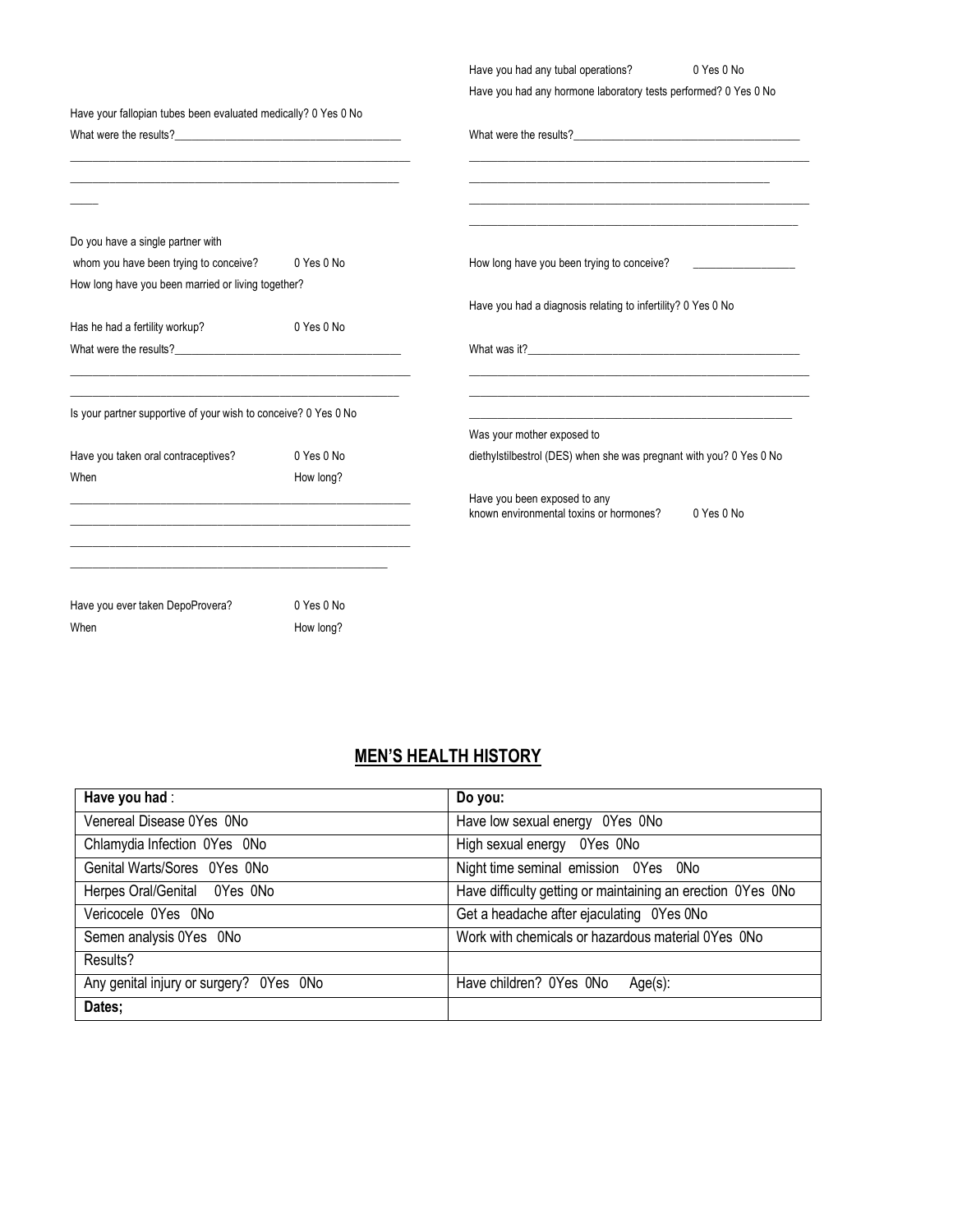Have you had any tubal operations? 0 Yes 0 No

Have you had any hormone laboratory tests performed? 0 Yes 0 No

What were the results?\_\_\_\_\_\_\_\_\_\_\_\_\_\_\_\_\_\_\_\_\_\_\_\_\_\_\_\_\_\_\_\_\_\_\_\_\_\_\_\_

Have your fallopian tubes been evaluated medically? 0 Yes 0 No

What were the results?\_\_\_\_\_\_\_\_\_\_\_\_\_\_\_\_\_\_\_\_\_\_\_\_\_\_\_\_\_\_\_\_\_\_\_\_\_\_\_\_

Do you have a single partner with whom you have been trying to conceive? 0 Yes 0 No

How long have you been married or living together?

How long have you been trying to conceive? \_\_\_\_\_\_\_\_\_\_\_\_\_\_\_\_\_\_

Have you had a diagnosis relating to infertility? 0 Yes 0 No

Has he had a fertility workup? 0 Yes 0 No

What were the results?\_\_\_\_\_\_\_\_\_\_\_\_\_\_\_\_\_\_\_\_\_\_\_\_\_\_\_\_\_\_\_\_\_\_\_\_\_\_\_\_

What was it?\_\_\_\_\_\_\_\_\_\_\_\_\_\_\_\_\_\_\_\_\_\_\_\_\_\_\_\_\_\_\_\_\_\_\_\_\_\_\_\_\_\_\_\_\_\_\_\_

Is your partner supportive of your wish to conceive? 0 Yes 0 No

Was your mother exposed to diethylstilbestrol (DES) when she was pregnant with you? 0 Yes 0 No

Have you taken oral contraceptives? 0 Yes 0 No

When How long?

Have you been exposed to any known environmental toxins or hormones? 0 Yes 0 No

Have you ever taken DepoProvera? 0 Yes 0 No

When How long?

## MEN'S HEALTH HISTORY

| **Have you had** : | **Do you:** |
|---|---|
| Venereal Disease 0Yes 0No | Have low sexual energy 0Yes 0No |
| Chlamydia Infection 0Yes 0No | High sexual energy 0Yes 0No |
| Genital Warts/Sores 0Yes 0No | Night time seminal emission 0Yes 0No |
| Herpes Oral/Genital 0Yes 0No | Have difficulty getting or maintaining an erection 0Yes 0No |
| Vericocele 0Yes 0No | Get a headache after ejaculating 0Yes 0No |
| Semen analysis 0Yes 0No | Work with chemicals or hazardous material 0Yes 0No |
| Results? | |
| Any genital injury or surgery? 0Yes 0No | Have children? 0Yes 0No Age(s): |
| **Dates;** | |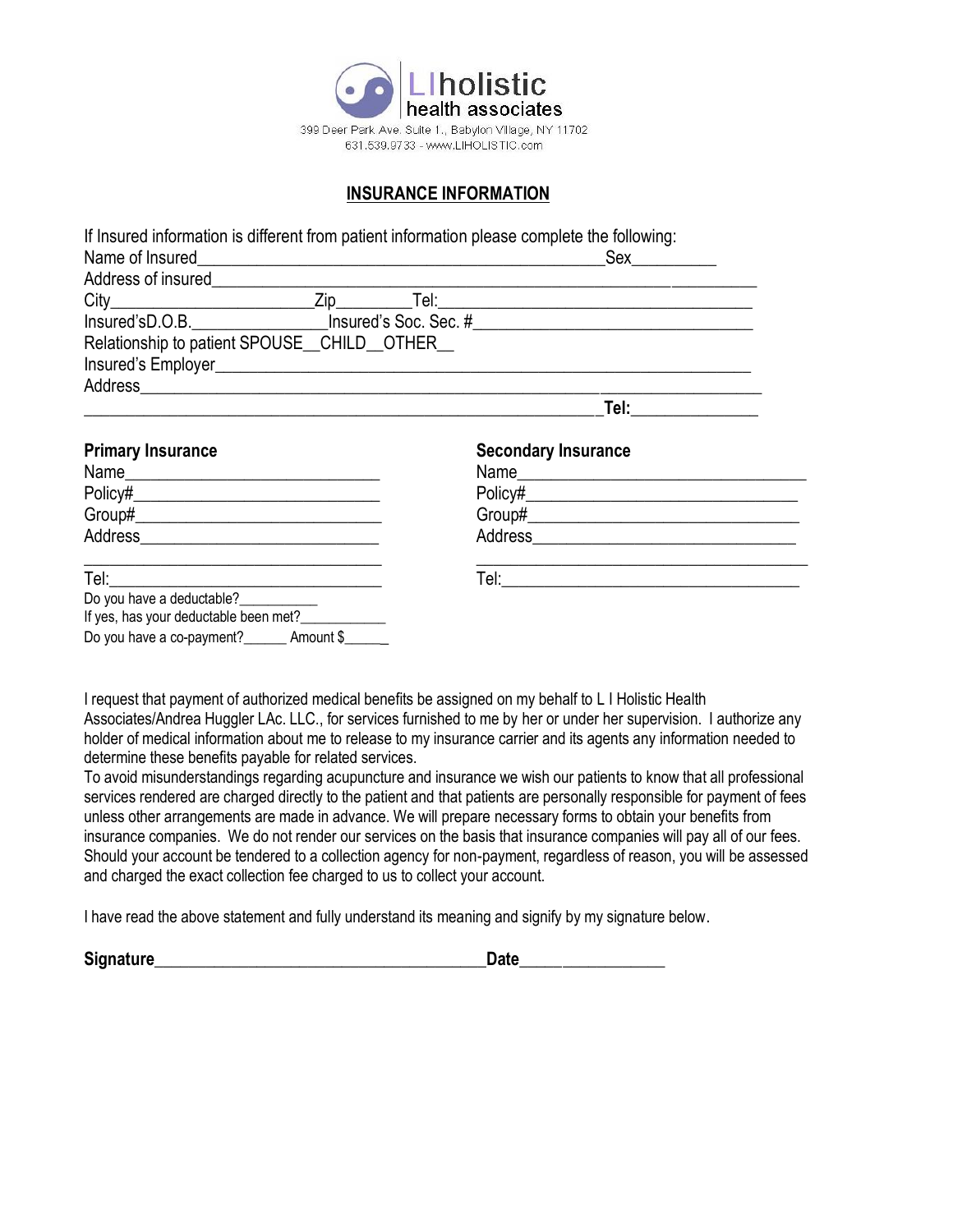LIholistic
health associates
399 Deer Park Ave. Suite 1., Babylon Village, NY 11702
631.539.9733 - www.LIHOLISTIC.com

## INSURANCE INFORMATION

If Insured information is different from patient information please complete the following:

Name of Insured_______________________________________________Sex_________

Address of insured____________________________________________________________

City______________________Zip________Tel:___________________________________

Insured'sD.O.B._______________Insured's Soc. Sec. #______________________________

Relationship to patient SPOUSE__CHILD__OTHER__

Insured's Employer____________________________________________________________

Address______________________________________________________________________

______________________________________________________________Tel:______________

**Primary Insurance**

Name____________________________

Policy#___________________________

Group#___________________________

Address__________________________

_________________________________

Tel:______________________________

Do you have a deductable?__________

If yes, has your deductable been met?___________

Do you have a co-payment?______ Amount $______

**Secondary Insurance**

Name_________________________________

Policy#_______________________________

Group#_______________________________

Address_____________________________

_____________________________________

Tel:__________________________________

I request that payment of authorized medical benefits be assigned on my behalf to L I Holistic Health Associates/Andrea Huggler LAc. LLC., for services furnished to me by her or under her supervision. I authorize any holder of medical information about me to release to my insurance carrier and its agents any information needed to determine these benefits payable for related services.

To avoid misunderstandings regarding acupuncture and insurance we wish our patients to know that all professional services rendered are charged directly to the patient and that patients are personally responsible for payment of fees unless other arrangements are made in advance. We will prepare necessary forms to obtain your benefits from insurance companies. We do not render our services on the basis that insurance companies will pay all of our fees. Should your account be tendered to a collection agency for non-payment, regardless of reason, you will be assessed and charged the exact collection fee charged to us to collect your account.

I have read the above statement and fully understand its meaning and signify by my signature below.

**Signature**_____________________________________**Date**________________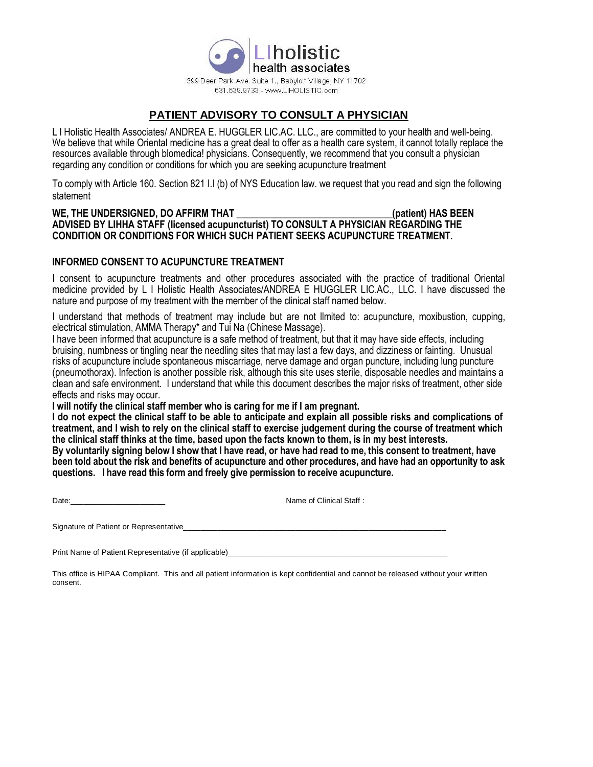LIholistic
health associates
399 Deer Park Ave. Suite 1., Babylon Village, NY 11702
631.539.9733 - www.LIHOLISTIC.com

# PATIENT ADVISORY TO CONSULT A PHYSICIAN

L I Holistic Health Associates/ ANDREA E. HUGGLER LIC.AC. LLC., are committed to your health and well-being. We believe that while Oriental medicine has a great deal to offer as a health care system, it cannot totally replace the resources available through blomedica! physicians. Consequently, we recommend that you consult a physician regarding any condition or conditions for which you are seeking acupuncture treatment

To comply with Article 160. Section 821 I.I (b) of NYS Education law. we request that you read and sign the following statement

**WE, THE UNDERSIGNED, DO AFFIRM THAT ________________________________(patient) HAS BEEN ADVISED BY LIHHA STAFF (licensed acupuncturist) TO CONSULT A PHYSICIAN REGARDING THE CONDITION OR CONDITIONS FOR WHICH SUCH PATIENT SEEKS ACUPUNCTURE TREATMENT.**

## INFORMED CONSENT TO ACUPUNCTURE TREATMENT

I consent to acupuncture treatments and other procedures associated with the practice of traditional Oriental medicine provided by L I Holistic Health Associates/ANDREA E HUGGLER LIC.AC., LLC. I have discussed the nature and purpose of my treatment with the member of the clinical staff named below.

I understand that methods of treatment may include but are not llmited to: acupuncture, moxibustion, cupping, electrical stimulation, AMMA Therapy* and Tui Na (Chinese Massage).

I have been informed that acupuncture is a safe method of treatment, but that it may have side effects, including bruising, numbness or tingling near the needling sites that may last a few days, and dizziness or fainting. Unusual risks of acupuncture include spontaneous miscarriage, nerve damage and organ puncture, including lung puncture (pneumothorax). Infection is another possible risk, although this site uses sterile, disposable needles and maintains a clean and safe environment. I understand that while this document describes the major risks of treatment, other side effects and risks may occur.

**I will notify the clinical staff member who is caring for me if I am pregnant.**

**I do not expect the clinical staff to be able to anticipate and explain all possible risks and complications of treatment, and I wish to rely on the clinical staff to exercise judgement during the course of treatment which the clinical staff thinks at the time, based upon the facts known to them, is in my best interests.**

**By voluntarily signing below I show that I have read, or have had read to me, this consent to treatment, have been told about the risk and benefits of acupuncture and other procedures, and have had an opportunity to ask questions. I have read this form and freely give permission to receive acupuncture.**

Date:_____________________ Name of Clinical Staff :

Signature of Patient or Representative_______________________________________________________________

Print Name of Patient Representative (if applicable)___________________________________________________

This office is HIPAA Compliant. This and all patient information is kept confidential and cannot be released without your written consent.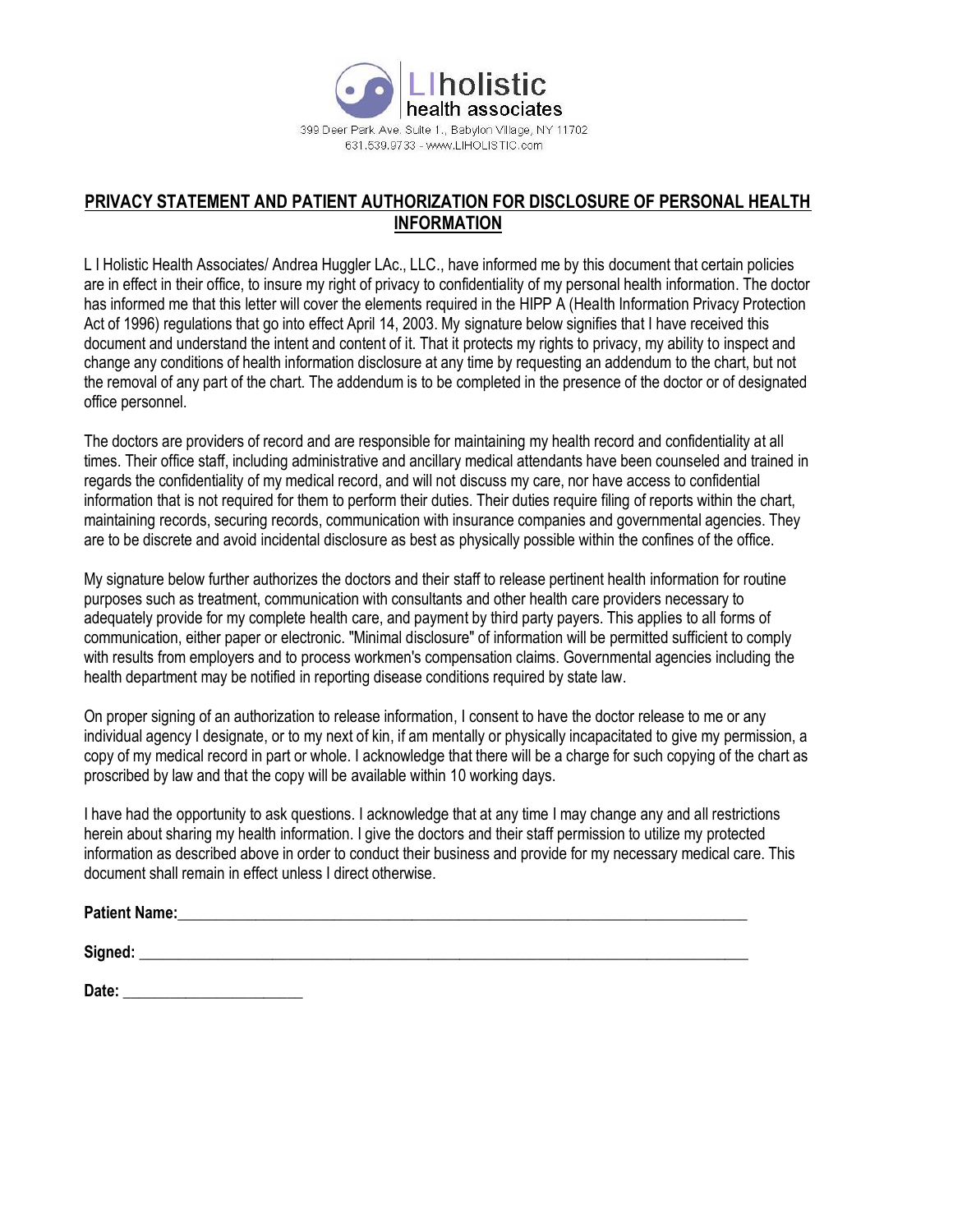LIholistic
health associates
399 Deer Park Ave. Suite 1., Babylon Village, NY 11702
631.539.9733 - www.LIHOLISTIC.com

## PRIVACY STATEMENT AND PATIENT AUTHORIZATION FOR DISCLOSURE OF PERSONAL HEALTH INFORMATION

L I Holistic Health Associates/ Andrea Huggler LAc., LLC., have informed me by this document that certain policies are in effect in their office, to insure my right of privacy to confidentiality of my personal health information. The doctor has informed me that this letter will cover the elements required in the HIPP A (Health Information Privacy Protection Act of 1996) regulations that go into effect April 14, 2003. My signature below signifies that I have received this document and understand the intent and content of it. That it protects my rights to privacy, my ability to inspect and change any conditions of health information disclosure at any time by requesting an addendum to the chart, but not the removal of any part of the chart. The addendum is to be completed in the presence of the doctor or of designated office personnel.

The doctors are providers of record and are responsible for maintaining my health record and confidentiality at all times. Their office staff, including administrative and ancillary medical attendants have been counseled and trained in regards the confidentiality of my medical record, and will not discuss my care, nor have access to confidential information that is not required for them to perform their duties. Their duties require filing of reports within the chart, maintaining records, securing records, communication with insurance companies and governmental agencies. They are to be discrete and avoid incidental disclosure as best as physically possible within the confines of the office.

My signature below further authorizes the doctors and their staff to release pertinent health information for routine purposes such as treatment, communication with consultants and other health care providers necessary to adequately provide for my complete health care, and payment by third party payers. This applies to all forms of communication, either paper or electronic. "Minimal disclosure" of information will be permitted sufficient to comply with results from employers and to process workmen's compensation claims. Governmental agencies including the health department may be notified in reporting disease conditions required by state law.

On proper signing of an authorization to release information, I consent to have the doctor release to me or any individual agency I designate, or to my next of kin, if am mentally or physically incapacitated to give my permission, a copy of my medical record in part or whole. I acknowledge that there will be a charge for such copying of the chart as proscribed by law and that the copy will be available within 10 working days.

I have had the opportunity to ask questions. I acknowledge that at any time I may change any and all restrictions herein about sharing my health information. I give the doctors and their staff permission to utilize my protected information as described above in order to conduct their business and provide for my necessary medical care. This document shall remain in effect unless I direct otherwise.

**Patient Name:**_______________________________________________________________

**Signed:** _______________________________________________________________

**Date:** ______________________